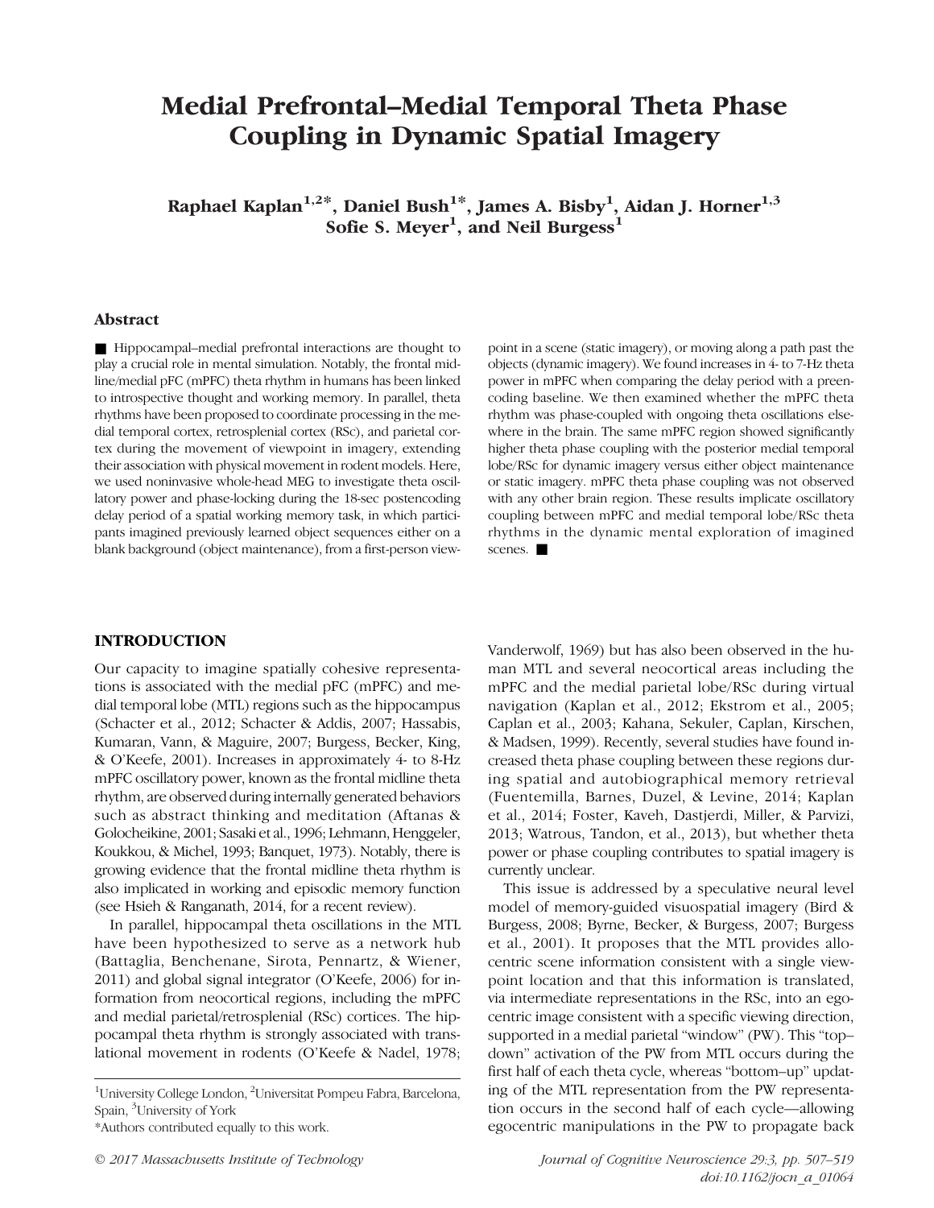# Medial Prefrontal–Medial Temporal Theta Phase Coupling in Dynamic Spatial Imagery

**Raphael Kaplan[1,2*], Daniel Bush[1*], James A. Bisby[1], Aidan J. Horner[1,3] Sofie S. Meyer[1], and Neil Burgess[1]**

## Abstract

■ Hippocampal–medial prefrontal interactions are thought to play a crucial role in mental simulation. Notably, the frontal midline/medial pFC (mPFC) theta rhythm in humans has been linked to introspective thought and working memory. In parallel, theta rhythms have been proposed to coordinate processing in the medial temporal cortex, retrosplenial cortex (RSc), and parietal cortex during the movement of viewpoint in imagery, extending their association with physical movement in rodent models. Here, we used noninvasive whole-head MEG to investigate theta oscillatory power and phase-locking during the 18-sec postencoding delay period of a spatial working memory task, in which participants imagined previously learned object sequences either on a blank background (object maintenance), from a first-person viewpoint in a scene (static imagery), or moving along a path past the objects (dynamic imagery). We found increases in 4- to 7-Hz theta power in mPFC when comparing the delay period with a preencoding baseline. We then examined whether the mPFC theta rhythm was phase-coupled with ongoing theta oscillations elsewhere in the brain. The same mPFC region showed significantly higher theta phase coupling with the posterior medial temporal lobe/RSc for dynamic imagery versus either object maintenance or static imagery. mPFC theta phase coupling was not observed with any other brain region. These results implicate oscillatory coupling between mPFC and medial temporal lobe/RSc theta rhythms in the dynamic mental exploration of imagined scenes. ■

## INTRODUCTION

Our capacity to imagine spatially cohesive representations is associated with the medial pFC (mPFC) and medial temporal lobe (MTL) regions such as the hippocampus (Schacter et al., 2012; Schacter & Addis, 2007; Hassabis, Kumaran, Vann, & Maguire, 2007; Burgess, Becker, King, & O'Keefe, 2001). Increases in approximately 4- to 8-Hz mPFC oscillatory power, known as the frontal midline theta rhythm, are observed during internally generated behaviors such as abstract thinking and meditation (Aftanas & Golocheikine, 2001; Sasaki et al., 1996; Lehmann, Henggeler, Koukkou, & Michel, 1993; Banquet, 1973). Notably, there is growing evidence that the frontal midline theta rhythm is also implicated in working and episodic memory function (see Hsieh & Ranganath, 2014, for a recent review).

In parallel, hippocampal theta oscillations in the MTL have been hypothesized to serve as a network hub (Battaglia, Benchenane, Sirota, Pennartz, & Wiener, 2011) and global signal integrator (O'Keefe, 2006) for information from neocortical regions, including the mPFC and medial parietal/retrosplenial (RSc) cortices. The hippocampal theta rhythm is strongly associated with translational movement in rodents (O'Keefe & Nadel, 1978; Vanderwolf, 1969) but has also been observed in the human MTL and several neocortical areas including the mPFC and the medial parietal lobe/RSc during virtual navigation (Kaplan et al., 2012; Ekstrom et al., 2005; Caplan et al., 2003; Kahana, Sekuler, Caplan, Kirschen, & Madsen, 1999). Recently, several studies have found increased theta phase coupling between these regions during spatial and autobiographical memory retrieval (Fuentemilla, Barnes, Duzel, & Levine, 2014; Kaplan et al., 2014; Foster, Kaveh, Dastjerdi, Miller, & Parvizi, 2013; Watrous, Tandon, et al., 2013), but whether theta power or phase coupling contributes to spatial imagery is currently unclear.

This issue is addressed by a speculative neural level model of memory-guided visuospatial imagery (Bird & Burgess, 2008; Byrne, Becker, & Burgess, 2007; Burgess et al., 2001). It proposes that the MTL provides allocentric scene information consistent with a single viewpoint location and that this information is translated, via intermediate representations in the RSc, into an egocentric image consistent with a specific viewing direction, supported in a medial parietal "window" (PW). This "top–down" activation of the PW from MTL occurs during the first half of each theta cycle, whereas "bottom–up" updating of the MTL representation from the PW representation occurs in the second half of each cycle—allowing egocentric manipulations in the PW to propagate back

[1]University College London, [2]Universitat Pompeu Fabra, Barcelona, Spain, [3]University of York

*Authors contributed equally to this work.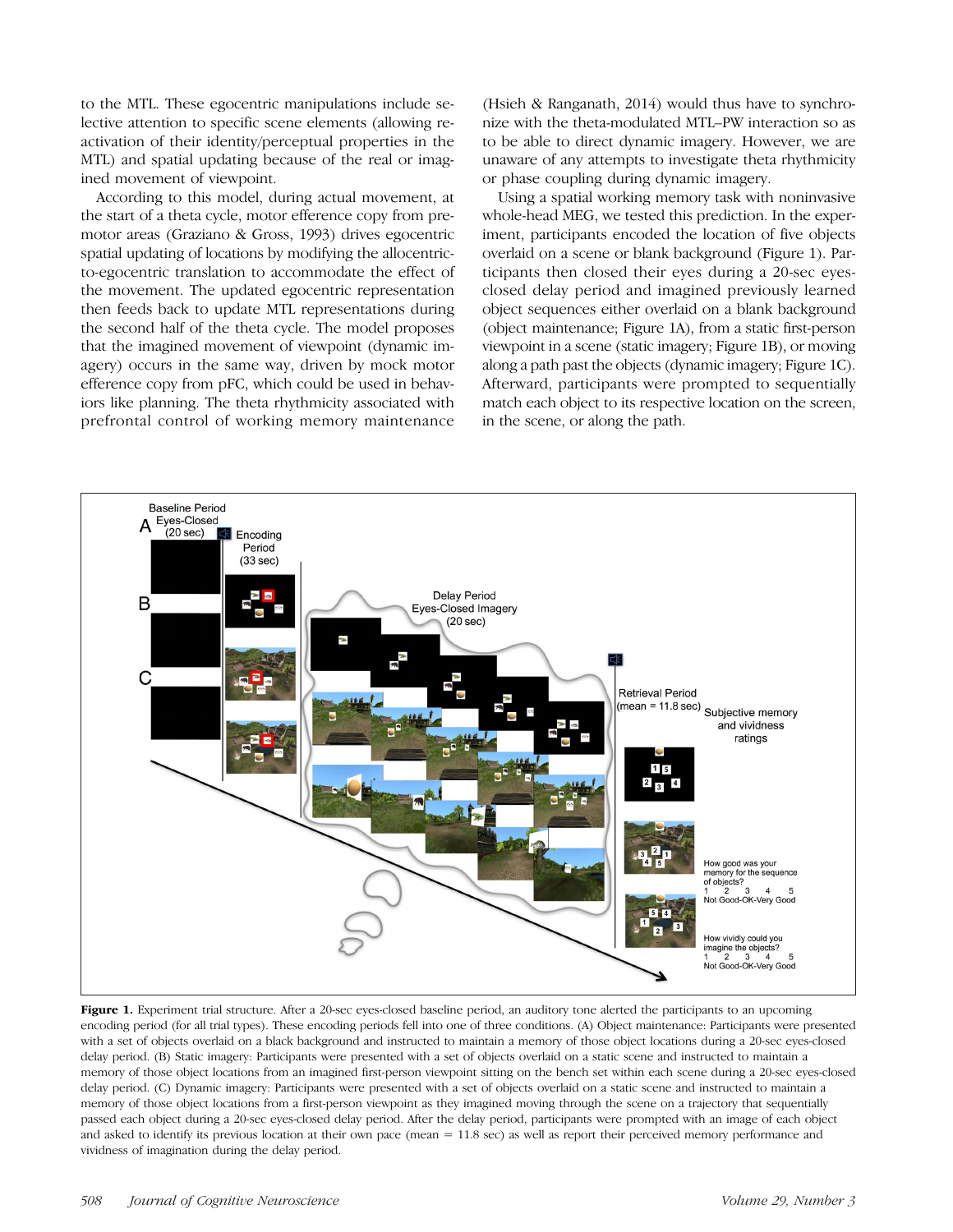to the MTL. These egocentric manipulations include selective attention to specific scene elements (allowing reactivation of their identity/perceptual properties in the MTL) and spatial updating because of the real or imagined movement of viewpoint.

According to this model, during actual movement, at the start of a theta cycle, motor efference copy from premotor areas (Graziano & Gross, 1993) drives egocentric spatial updating of locations by modifying the allocentric-to-egocentric translation to accommodate the effect of the movement. The updated egocentric representation then feeds back to update MTL representations during the second half of the theta cycle. The model proposes that the imagined movement of viewpoint (dynamic imagery) occurs in the same way, driven by mock motor efference copy from pFC, which could be used in behaviors like planning. The theta rhythmicity associated with prefrontal control of working memory maintenance (Hsieh & Ranganath, 2014) would thus have to synchronize with the theta-modulated MTL–PW interaction so as to be able to direct dynamic imagery. However, we are unaware of any attempts to investigate theta rhythmicity or phase coupling during dynamic imagery.

Using a spatial working memory task with noninvasive whole-head MEG, we tested this prediction. In the experiment, participants encoded the location of five objects overlaid on a scene or blank background (Figure 1). Participants then closed their eyes during a 20-sec eyes-closed delay period and imagined previously learned object sequences either overlaid on a blank background (object maintenance; Figure 1A), from a static first-person viewpoint in a scene (static imagery; Figure 1B), or moving along a path past the objects (dynamic imagery; Figure 1C). Afterward, participants were prompted to sequentially match each object to its respective location on the screen, in the scene, or along the path.

**Figure 1.** Experiment trial structure. After a 20-sec eyes-closed baseline period, an auditory tone alerted the participants to an upcoming encoding period (for all trial types). These encoding periods fell into one of three conditions. (A) Object maintenance: Participants were presented with a set of objects overlaid on a black background and instructed to maintain a memory of those object locations during a 20-sec eyes-closed delay period. (B) Static imagery: Participants were presented with a set of objects overlaid on a static scene and instructed to maintain a memory of those object locations from an imagined first-person viewpoint sitting on the bench set within each scene during a 20-sec eyes-closed delay period. (C) Dynamic imagery: Participants were presented with a set of objects overlaid on a static scene and instructed to maintain a memory of those object locations from a first-person viewpoint as they imagined moving through the scene on a trajectory that sequentially passed each object during a 20-sec eyes-closed delay period. After the delay period, participants were prompted with an image of each object and asked to identify its previous location at their own pace (mean = 11.8 sec) as well as report their perceived memory performance and vividness of imagination during the delay period.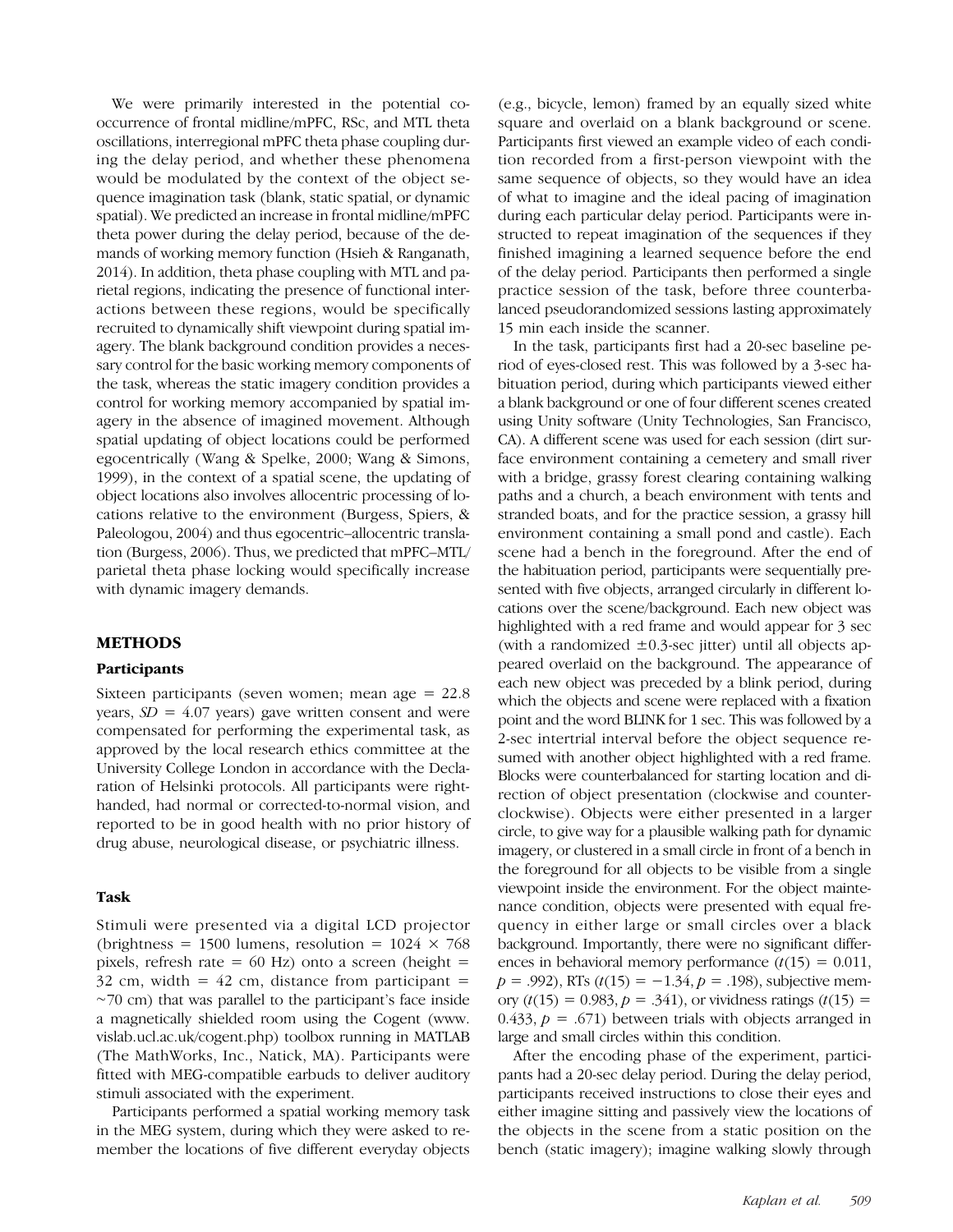We were primarily interested in the potential co-occurrence of frontal midline/mPFC, RSc, and MTL theta oscillations, interregional mPFC theta phase coupling during the delay period, and whether these phenomena would be modulated by the context of the object sequence imagination task (blank, static spatial, or dynamic spatial). We predicted an increase in frontal midline/mPFC theta power during the delay period, because of the demands of working memory function (Hsieh & Ranganath, 2014). In addition, theta phase coupling with MTL and parietal regions, indicating the presence of functional interactions between these regions, would be specifically recruited to dynamically shift viewpoint during spatial imagery. The blank background condition provides a necessary control for the basic working memory components of the task, whereas the static imagery condition provides a control for working memory accompanied by spatial imagery in the absence of imagined movement. Although spatial updating of object locations could be performed egocentrically (Wang & Spelke, 2000; Wang & Simons, 1999), in the context of a spatial scene, the updating of object locations also involves allocentric processing of locations relative to the environment (Burgess, Spiers, & Paleologou, 2004) and thus egocentric–allocentric translation (Burgess, 2006). Thus, we predicted that mPFC–MTL/parietal theta phase locking would specifically increase with dynamic imagery demands.

## METHODS

### Participants

Sixteen participants (seven women; mean age = 22.8 years, $SD$ = 4.07 years) gave written consent and were compensated for performing the experimental task, as approved by the local research ethics committee at the University College London in accordance with the Declaration of Helsinki protocols. All participants were right-handed, had normal or corrected-to-normal vision, and reported to be in good health with no prior history of drug abuse, neurological disease, or psychiatric illness.

### Task

Stimuli were presented via a digital LCD projector (brightness = 1500 lumens, resolution = 1024 × 768 pixels, refresh rate = 60 Hz) onto a screen (height = 32 cm, width = 42 cm, distance from participant = ~70 cm) that was parallel to the participant's face inside a magnetically shielded room using the Cogent (www.vislab.ucl.ac.uk/cogent.php) toolbox running in MATLAB (The MathWorks, Inc., Natick, MA). Participants were fitted with MEG-compatible earbuds to deliver auditory stimuli associated with the experiment.

Participants performed a spatial working memory task in the MEG system, during which they were asked to remember the locations of five different everyday objects (e.g., bicycle, lemon) framed by an equally sized white square and overlaid on a blank background or scene. Participants first viewed an example video of each condition recorded from a first-person viewpoint with the same sequence of objects, so they would have an idea of what to imagine and the ideal pacing of imagination during each particular delay period. Participants were instructed to repeat imagination of the sequences if they finished imagining a learned sequence before the end of the delay period. Participants then performed a single practice session of the task, before three counterbalanced pseudorandomized sessions lasting approximately 15 min each inside the scanner.

In the task, participants first had a 20-sec baseline period of eyes-closed rest. This was followed by a 3-sec habituation period, during which participants viewed either a blank background or one of four different scenes created using Unity software (Unity Technologies, San Francisco, CA). A different scene was used for each session (dirt surface environment containing a cemetery and small river with a bridge, grassy forest clearing containing walking paths and a church, a beach environment with tents and stranded boats, and for the practice session, a grassy hill environment containing a small pond and castle). Each scene had a bench in the foreground. After the end of the habituation period, participants were sequentially presented with five objects, arranged circularly in different locations over the scene/background. Each new object was highlighted with a red frame and would appear for 3 sec (with a randomized ±0.3-sec jitter) until all objects appeared overlaid on the background. The appearance of each new object was preceded by a blink period, during which the objects and scene were replaced with a fixation point and the word BLINK for 1 sec. This was followed by a 2-sec intertrial interval before the object sequence resumed with another object highlighted with a red frame. Blocks were counterbalanced for starting location and direction of object presentation (clockwise and counterclockwise). Objects were either presented in a larger circle, to give way for a plausible walking path for dynamic imagery, or clustered in a small circle in front of a bench in the foreground for all objects to be visible from a single viewpoint inside the environment. For the object maintenance condition, objects were presented with equal frequency in either large or small circles over a black background. Importantly, there were no significant differences in behavioral memory performance ($t(15) = 0.011$, $p = .992$), RTs ($t(15) = -1.34$, $p = .198$), subjective memory ($t(15) = 0.983$, $p = .341$), or vividness ratings ($t(15) = 0.433$, $p = .671$) between trials with objects arranged in large and small circles within this condition.

After the encoding phase of the experiment, participants had a 20-sec delay period. During the delay period, participants received instructions to close their eyes and either imagine sitting and passively view the locations of the objects in the scene from a static position on the bench (static imagery); imagine walking slowly through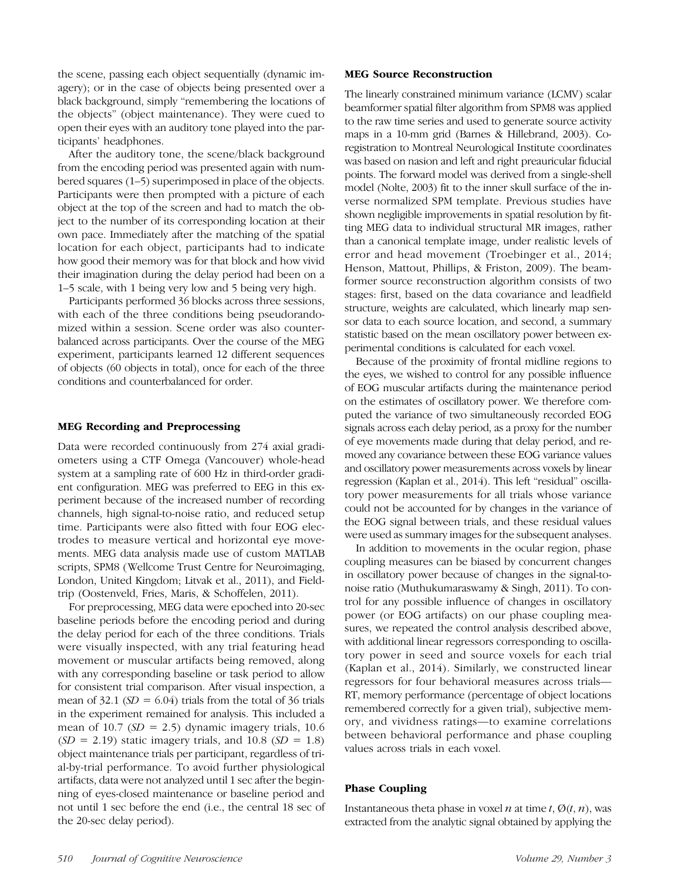the scene, passing each object sequentially (dynamic imagery); or in the case of objects being presented over a black background, simply "remembering the locations of the objects" (object maintenance). They were cued to open their eyes with an auditory tone played into the participants' headphones.

After the auditory tone, the scene/black background from the encoding period was presented again with numbered squares (1–5) superimposed in place of the objects. Participants were then prompted with a picture of each object at the top of the screen and had to match the object to the number of its corresponding location at their own pace. Immediately after the matching of the spatial location for each object, participants had to indicate how good their memory was for that block and how vivid their imagination during the delay period had been on a 1–5 scale, with 1 being very low and 5 being very high.

Participants performed 36 blocks across three sessions, with each of the three conditions being pseudorandomized within a session. Scene order was also counterbalanced across participants. Over the course of the MEG experiment, participants learned 12 different sequences of objects (60 objects in total), once for each of the three conditions and counterbalanced for order.

### MEG Recording and Preprocessing

Data were recorded continuously from 274 axial gradiometers using a CTF Omega (Vancouver) whole-head system at a sampling rate of 600 Hz in third-order gradient configuration. MEG was preferred to EEG in this experiment because of the increased number of recording channels, high signal-to-noise ratio, and reduced setup time. Participants were also fitted with four EOG electrodes to measure vertical and horizontal eye movements. MEG data analysis made use of custom MATLAB scripts, SPM8 (Wellcome Trust Centre for Neuroimaging, London, United Kingdom; Litvak et al., 2011), and Fieldtrip (Oostenveld, Fries, Maris, & Schoffelen, 2011).

For preprocessing, MEG data were epoched into 20-sec baseline periods before the encoding period and during the delay period for each of the three conditions. Trials were visually inspected, with any trial featuring head movement or muscular artifacts being removed, along with any corresponding baseline or task period to allow for consistent trial comparison. After visual inspection, a mean of 32.1 (*SD* = 6.04) trials from the total of 36 trials in the experiment remained for analysis. This included a mean of 10.7 (*SD* = 2.5) dynamic imagery trials, 10.6 (*SD* = 2.19) static imagery trials, and 10.8 (*SD* = 1.8) object maintenance trials per participant, regardless of trial-by-trial performance. To avoid further physiological artifacts, data were not analyzed until 1 sec after the beginning of eyes-closed maintenance or baseline period and not until 1 sec before the end (i.e., the central 18 sec of the 20-sec delay period).

### MEG Source Reconstruction

The linearly constrained minimum variance (LCMV) scalar beamformer spatial filter algorithm from SPM8 was applied to the raw time series and used to generate source activity maps in a 10-mm grid (Barnes & Hillebrand, 2003). Coregistration to Montreal Neurological Institute coordinates was based on nasion and left and right preauricular fiducial points. The forward model was derived from a single-shell model (Nolte, 2003) fit to the inner skull surface of the inverse normalized SPM template. Previous studies have shown negligible improvements in spatial resolution by fitting MEG data to individual structural MR images, rather than a canonical template image, under realistic levels of error and head movement (Troebinger et al., 2014; Henson, Mattout, Phillips, & Friston, 2009). The beamformer source reconstruction algorithm consists of two stages: first, based on the data covariance and leadfield structure, weights are calculated, which linearly map sensor data to each source location, and second, a summary statistic based on the mean oscillatory power between experimental conditions is calculated for each voxel.

Because of the proximity of frontal midline regions to the eyes, we wished to control for any possible influence of EOG muscular artifacts during the maintenance period on the estimates of oscillatory power. We therefore computed the variance of two simultaneously recorded EOG signals across each delay period, as a proxy for the number of eye movements made during that delay period, and removed any covariance between these EOG variance values and oscillatory power measurements across voxels by linear regression (Kaplan et al., 2014). This left "residual" oscillatory power measurements for all trials whose variance could not be accounted for by changes in the variance of the EOG signal between trials, and these residual values were used as summary images for the subsequent analyses.

In addition to movements in the ocular region, phase coupling measures can be biased by concurrent changes in oscillatory power because of changes in the signal-to-noise ratio (Muthukumaraswamy & Singh, 2011). To control for any possible influence of changes in oscillatory power (or EOG artifacts) on our phase coupling measures, we repeated the control analysis described above, with additional linear regressors corresponding to oscillatory power in seed and source voxels for each trial (Kaplan et al., 2014). Similarly, we constructed linear regressors for four behavioral measures across trials—RT, memory performance (percentage of object locations remembered correctly for a given trial), subjective memory, and vividness ratings—to examine correlations between behavioral performance and phase coupling values across trials in each voxel.

### Phase Coupling

Instantaneous theta phase in voxel $n$ at time $t$, $\emptyset(t, n)$, was extracted from the analytic signal obtained by applying the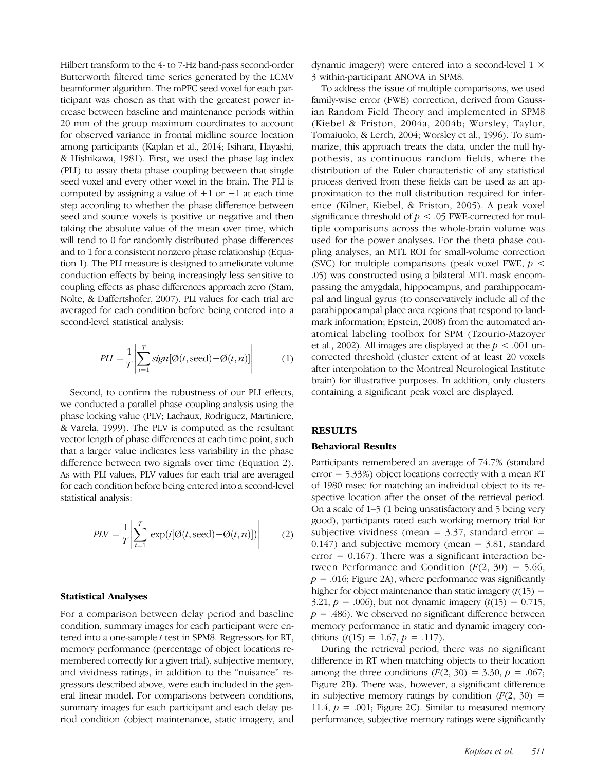Hilbert transform to the 4- to 7-Hz band-pass second-order Butterworth filtered time series generated by the LCMV beamformer algorithm. The mPFC seed voxel for each participant was chosen as that with the greatest power increase between baseline and maintenance periods within 20 mm of the group maximum coordinates to account for observed variance in frontal midline source location among participants (Kaplan et al., 2014; Isihara, Hayashi, & Hishikawa, 1981). First, we used the phase lag index (PLI) to assay theta phase coupling between that single seed voxel and every other voxel in the brain. The PLI is computed by assigning a value of +1 or −1 at each time step according to whether the phase difference between seed and source voxels is positive or negative and then taking the absolute value of the mean over time, which will tend to 0 for randomly distributed phase differences and to 1 for a consistent nonzero phase relationship (Equation 1). The PLI measure is designed to ameliorate volume conduction effects by being increasingly less sensitive to coupling effects as phase differences approach zero (Stam, Nolte, & Daffertshofer, 2007). PLI values for each trial are averaged for each condition before being entered into a second-level statistical analysis:

$$PLI = \frac{1}{T}\left|\sum_{t=1}^{T} sign[\text{Ø}(t,\text{seed})-\text{Ø}(t,n)]\right| \qquad (1)$$

Second, to confirm the robustness of our PLI effects, we conducted a parallel phase coupling analysis using the phase locking value (PLV; Lachaux, Rodriguez, Martiniere, & Varela, 1999). The PLV is computed as the resultant vector length of phase differences at each time point, such that a larger value indicates less variability in the phase difference between two signals over time (Equation 2). As with PLI values, PLV values for each trial are averaged for each condition before being entered into a second-level statistical analysis:

$$PLV = \frac{1}{T}\left|\sum_{t=1}^{T} \exp(i[\text{Ø}(t,\text{seed})-\text{Ø}(t,n)])\right| \qquad (2)$$

### Statistical Analyses

For a comparison between delay period and baseline condition, summary images for each participant were entered into a one-sample $t$ test in SPM8. Regressors for RT, memory performance (percentage of object locations remembered correctly for a given trial), subjective memory, and vividness ratings, in addition to the "nuisance" regressors described above, were each included in the general linear model. For comparisons between conditions, summary images for each participant and each delay period condition (object maintenance, static imagery, and dynamic imagery) were entered into a second-level $1 \times 3$ within-participant ANOVA in SPM8.

To address the issue of multiple comparisons, we used family-wise error (FWE) correction, derived from Gaussian Random Field Theory and implemented in SPM8 (Kiebel & Friston, 2004a, 2004b; Worsley, Taylor, Tomaiuolo, & Lerch, 2004; Worsley et al., 1996). To summarize, this approach treats the data, under the null hypothesis, as continuous random fields, where the distribution of the Euler characteristic of any statistical process derived from these fields can be used as an approximation to the null distribution required for inference (Kilner, Kiebel, & Friston, 2005). A peak voxel significance threshold of $p < .05$ FWE-corrected for multiple comparisons across the whole-brain volume was used for the power analyses. For the theta phase coupling analyses, an MTL ROI for small-volume correction (SVC) for multiple comparisons (peak voxel FWE, $p < .05$) was constructed using a bilateral MTL mask encompassing the amygdala, hippocampus, and parahippocampal and lingual gyrus (to conservatively include all of the parahippocampal place area regions that respond to landmark information; Epstein, 2008) from the automated anatomical labeling toolbox for SPM (Tzourio-Mazoyer et al., 2002). All images are displayed at the $p < .001$ uncorrected threshold (cluster extent of at least 20 voxels after interpolation to the Montreal Neurological Institute brain) for illustrative purposes. In addition, only clusters containing a significant peak voxel are displayed.

## RESULTS

### Behavioral Results

Participants remembered an average of 74.7% (standard error = 5.33%) object locations correctly with a mean RT of 1980 msec for matching an individual object to its respective location after the onset of the retrieval period. On a scale of 1–5 (1 being unsatisfactory and 5 being very good), participants rated each working memory trial for subjective vividness (mean = 3.37, standard error = 0.147) and subjective memory (mean = 3.81, standard error = 0.167). There was a significant interaction between Performance and Condition ($F(2, 30) = 5.66$, $p = .016$; Figure 2A), where performance was significantly higher for object maintenance than static imagery ($t(15) = 3.21$, $p = .006$), but not dynamic imagery ($t(15) = 0.715$, $p = .486$). We observed no significant difference between memory performance in static and dynamic imagery conditions ($t(15) = 1.67$, $p = .117$).

During the retrieval period, there was no significant difference in RT when matching objects to their location among the three conditions ($F(2, 30) = 3.30$, $p = .067$; Figure 2B). There was, however, a significant difference in subjective memory ratings by condition ($F(2, 30) = 11.4$, $p = .001$; Figure 2C). Similar to measured memory performance, subjective memory ratings were significantly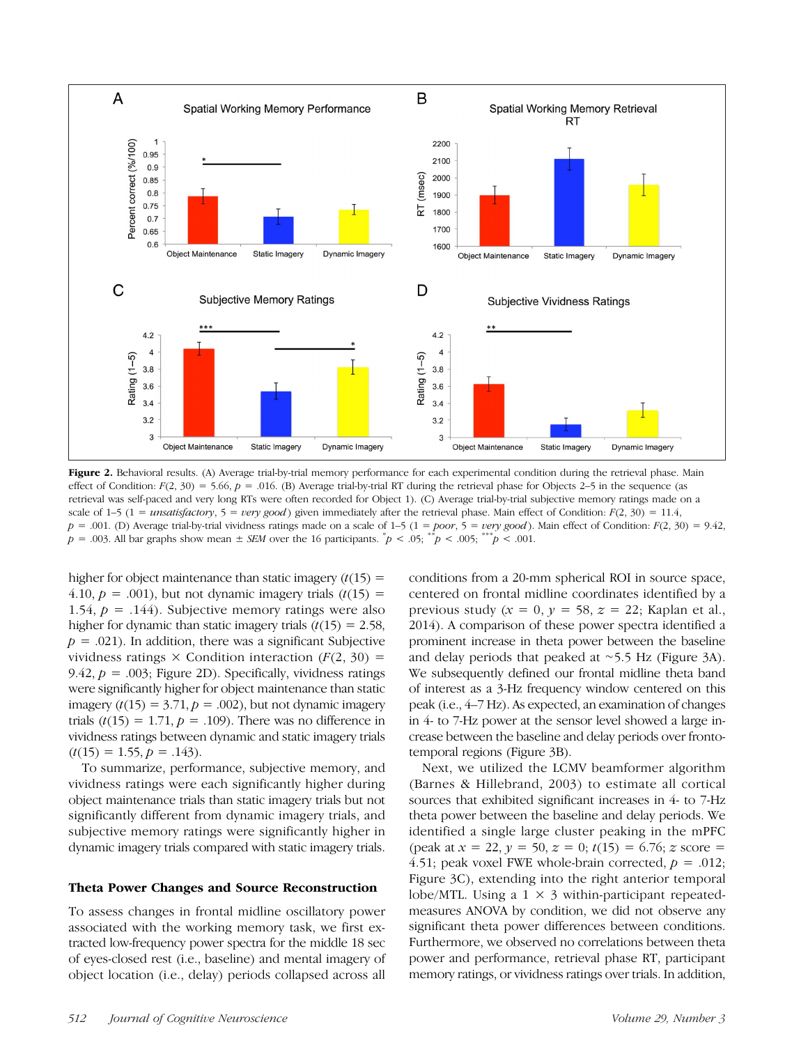**Figure 2.** Behavioral results. (A) Average trial-by-trial memory performance for each experimental condition during the retrieval phase. Main effect of Condition: $F(2, 30) = 5.66$, $p = .016$. (B) Average trial-by-trial RT during the retrieval phase for Objects 2–5 in the sequence (as retrieval was self-paced and very long RTs were often recorded for Object 1). (C) Average trial-by-trial subjective memory ratings made on a scale of 1–5 (1 = *unsatisfactory*, 5 = *very good*) given immediately after the retrieval phase. Main effect of Condition: $F(2, 30) = 11.4$, $p = .001$. (D) Average trial-by-trial vividness ratings made on a scale of 1–5 (1 = *poor*, 5 = *very good*). Main effect of Condition: $F(2, 30) = 9.42$, $p = .003$. All bar graphs show mean ± *SEM* over the 16 participants. $^{*}p < .05$; $^{**}p < .005$; $^{***}p < .001$.

higher for object maintenance than static imagery ($t(15) = 4.10$, $p = .001$), but not dynamic imagery trials ($t(15) = 1.54$, $p = .144$). Subjective memory ratings were also higher for dynamic than static imagery trials ($t(15) = 2.58$, $p = .021$). In addition, there was a significant Subjective vividness ratings × Condition interaction ($F(2, 30) = 9.42$, $p = .003$; Figure 2D). Specifically, vividness ratings were significantly higher for object maintenance than static imagery ($t(15) = 3.71$, $p = .002$), but not dynamic imagery trials ($t(15) = 1.71$, $p = .109$). There was no difference in vividness ratings between dynamic and static imagery trials ($t(15) = 1.55$, $p = .143$).

To summarize, performance, subjective memory, and vividness ratings were each significantly higher during object maintenance trials than static imagery trials but not significantly different from dynamic imagery trials, and subjective memory ratings were significantly higher in dynamic imagery trials compared with static imagery trials.

## Theta Power Changes and Source Reconstruction

To assess changes in frontal midline oscillatory power associated with the working memory task, we first extracted low-frequency power spectra for the middle 18 sec of eyes-closed rest (i.e., baseline) and mental imagery of object location (i.e., delay) periods collapsed across all conditions from a 20-mm spherical ROI in source space, centered on frontal midline coordinates identified by a previous study ($x = 0$, $y = 58$, $z = 22$; Kaplan et al., 2014). A comparison of these power spectra identified a prominent increase in theta power between the baseline and delay periods that peaked at ~5.5 Hz (Figure 3A). We subsequently defined our frontal midline theta band of interest as a 3-Hz frequency window centered on this peak (i.e., 4–7 Hz). As expected, an examination of changes in 4- to 7-Hz power at the sensor level showed a large increase between the baseline and delay periods over fronto-temporal regions (Figure 3B).

Next, we utilized the LCMV beamformer algorithm (Barnes & Hillebrand, 2003) to estimate all cortical sources that exhibited significant increases in 4- to 7-Hz theta power between the baseline and delay periods. We identified a single large cluster peaking in the mPFC (peak at $x = 22$, $y = 50$, $z = 0$; $t(15) = 6.76$; $z$ score = 4.51; peak voxel FWE whole-brain corrected, $p = .012$; Figure 3C), extending into the right anterior temporal lobe/MTL. Using a 1 × 3 within-participant repeated-measures ANOVA by condition, we did not observe any significant theta power differences between conditions. Furthermore, we observed no correlations between theta power and performance, retrieval phase RT, participant memory ratings, or vividness ratings over trials. In addition,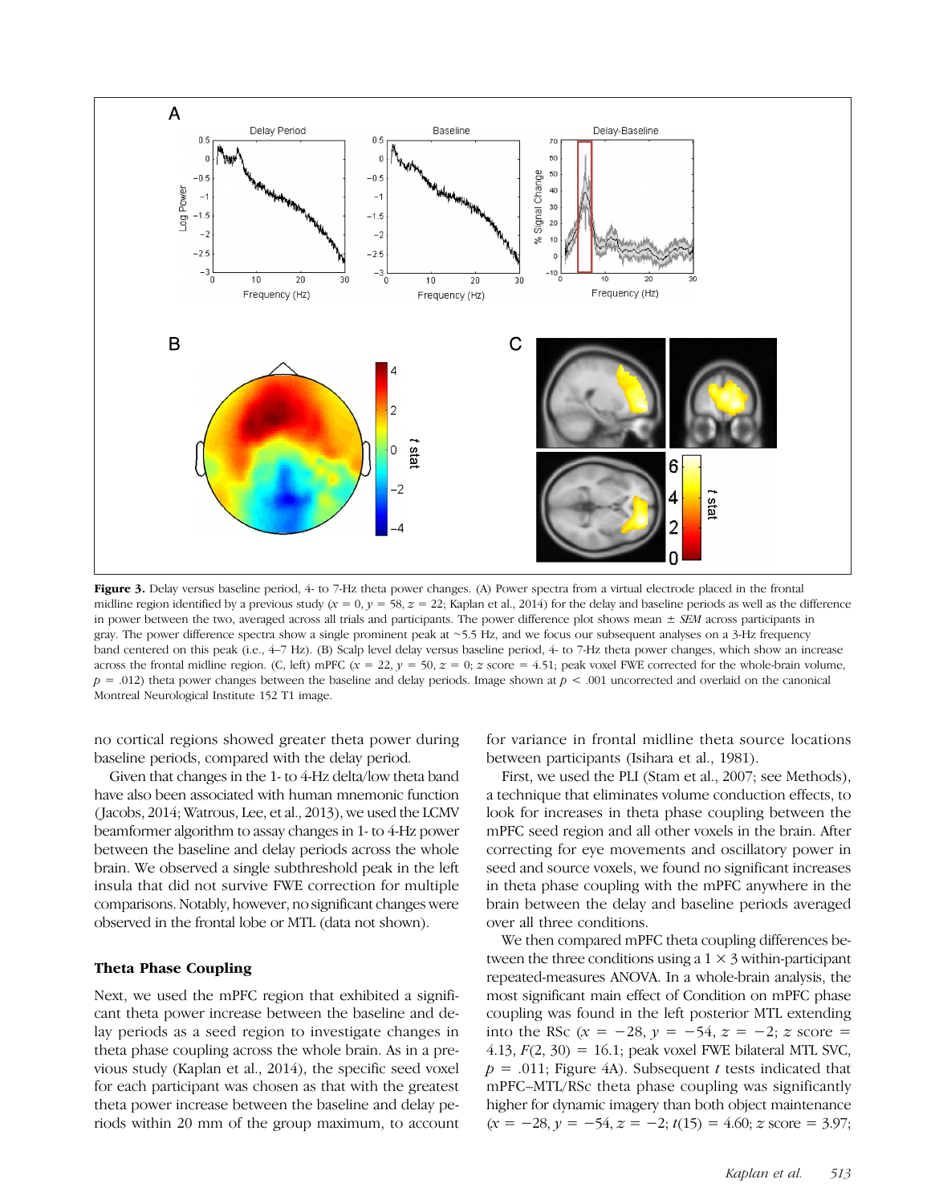**Figure 3.** Delay versus baseline period, 4- to 7-Hz theta power changes. (A) Power spectra from a virtual electrode placed in the frontal midline region identified by a previous study ($x$ = 0, $y$ = 58, $z$ = 22; Kaplan et al., 2014) for the delay and baseline periods as well as the difference in power between the two, averaged across all trials and participants. The power difference plot shows mean ± *SEM* across participants in gray. The power difference spectra show a single prominent peak at ~5.5 Hz, and we focus our subsequent analyses on a 3-Hz frequency band centered on this peak (i.e., 4–7 Hz). (B) Scalp level delay versus baseline period, 4- to 7-Hz theta power changes, which show an increase across the frontal midline region. (C, left) mPFC ($x$ = 22, $y$ = 50, $z$ = 0; $z$ score = 4.51; peak voxel FWE corrected for the whole-brain volume, $p$ = .012) theta power changes between the baseline and delay periods. Image shown at $p$ < .001 uncorrected and overlaid on the canonical Montreal Neurological Institute 152 T1 image.

no cortical regions showed greater theta power during baseline periods, compared with the delay period.

Given that changes in the 1- to 4-Hz delta/low theta band have also been associated with human mnemonic function (Jacobs, 2014; Watrous, Lee, et al., 2013), we used the LCMV beamformer algorithm to assay changes in 1- to 4-Hz power between the baseline and delay periods across the whole brain. We observed a single subthreshold peak in the left insula that did not survive FWE correction for multiple comparisons. Notably, however, no significant changes were observed in the frontal lobe or MTL (data not shown).

### Theta Phase Coupling

Next, we used the mPFC region that exhibited a significant theta power increase between the baseline and delay periods as a seed region to investigate changes in theta phase coupling across the whole brain. As in a previous study (Kaplan et al., 2014), the specific seed voxel for each participant was chosen as that with the greatest theta power increase between the baseline and delay periods within 20 mm of the group maximum, to account for variance in frontal midline theta source locations between participants (Isihara et al., 1981).

First, we used the PLI (Stam et al., 2007; see Methods), a technique that eliminates volume conduction effects, to look for increases in theta phase coupling between the mPFC seed region and all other voxels in the brain. After correcting for eye movements and oscillatory power in seed and source voxels, we found no significant increases in theta phase coupling with the mPFC anywhere in the brain between the delay and baseline periods averaged over all three conditions.

We then compared mPFC theta coupling differences between the three conditions using a 1 × 3 within-participant repeated-measures ANOVA. In a whole-brain analysis, the most significant main effect of Condition on mPFC phase coupling was found in the left posterior MTL extending into the RSc ($x$ = −28, $y$ = −54, $z$ = −2; $z$ score = 4.13, $F(2, 30)$ = 16.1; peak voxel FWE bilateral MTL SVC, $p$ = .011; Figure 4A). Subsequent $t$ tests indicated that mPFC–MTL/RSc theta phase coupling was significantly higher for dynamic imagery than both object maintenance ($x$ = −28, $y$ = −54, $z$ = −2; $t(15)$ = 4.60; $z$ score = 3.97;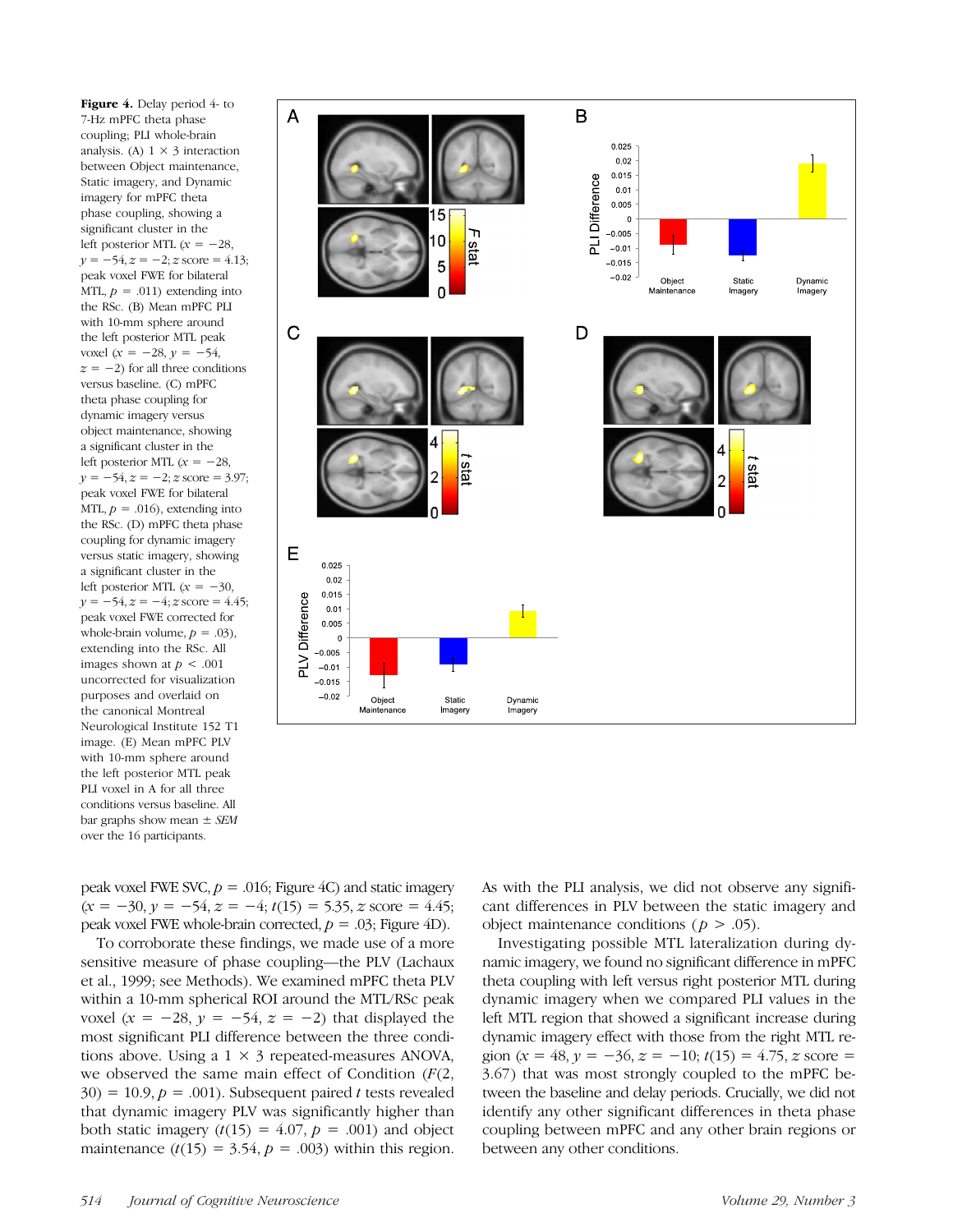**Figure 4.** Delay period 4- to 7-Hz mPFC theta phase coupling; PLI whole-brain analysis. (A) 1 × 3 interaction between Object maintenance, Static imagery, and Dynamic imagery for mPFC theta phase coupling, showing a significant cluster in the left posterior MTL ($x = -28$, $y = -54$, $z = -2$; $z$ score = 4.13; peak voxel FWE for bilateral MTL, $p = .011$) extending into the RSc. (B) Mean mPFC PLI with 10-mm sphere around the left posterior MTL peak voxel ($x = -28$, $y = -54$, $z = -2$) for all three conditions versus baseline. (C) mPFC theta phase coupling for dynamic imagery versus object maintenance, showing a significant cluster in the left posterior MTL ($x = -28$, $y = -54$, $z = -2$; $z$ score = 3.97; peak voxel FWE for bilateral MTL, $p = .016$), extending into the RSc. (D) mPFC theta phase coupling for dynamic imagery versus static imagery, showing a significant cluster in the left posterior MTL ($x = -30$, $y = -54$, $z = -4$; $z$ score = 4.45; peak voxel FWE corrected for whole-brain volume, $p = .03$), extending into the RSc. All images shown at $p < .001$ uncorrected for visualization purposes and overlaid on the canonical Montreal Neurological Institute 152 T1 image. (E) Mean mPFC PLV with 10-mm sphere around the left posterior MTL peak PLI voxel in A for all three conditions versus baseline. All bar graphs show mean ± *SEM* over the 16 participants.

peak voxel FWE SVC, $p = .016$; Figure 4C) and static imagery ($x = -30$, $y = -54$, $z = -4$; $t(15) = 5.35$, $z$ score = 4.45; peak voxel FWE whole-brain corrected, $p = .03$; Figure 4D).

To corroborate these findings, we made use of a more sensitive measure of phase coupling—the PLV (Lachaux et al., 1999; see Methods). We examined mPFC theta PLV within a 10-mm spherical ROI around the MTL/RSc peak voxel ($x = -28$, $y = -54$, $z = -2$) that displayed the most significant PLI difference between the three conditions above. Using a 1 × 3 repeated-measures ANOVA, we observed the same main effect of Condition ($F(2, 30) = 10.9$, $p = .001$). Subsequent paired $t$ tests revealed that dynamic imagery PLV was significantly higher than both static imagery ($t(15) = 4.07$, $p = .001$) and object maintenance ($t(15) = 3.54$, $p = .003$) within this region. As with the PLI analysis, we did not observe any significant differences in PLV between the static imagery and object maintenance conditions ($p > .05$).

Investigating possible MTL lateralization during dynamic imagery, we found no significant difference in mPFC theta coupling with left versus right posterior MTL during dynamic imagery when we compared PLI values in the left MTL region that showed a significant increase during dynamic imagery effect with those from the right MTL region ($x = 48$, $y = -36$, $z = -10$; $t(15) = 4.75$, $z$ score = 3.67) that was most strongly coupled to the mPFC between the baseline and delay periods. Crucially, we did not identify any other significant differences in theta phase coupling between mPFC and any other brain regions or between any other conditions.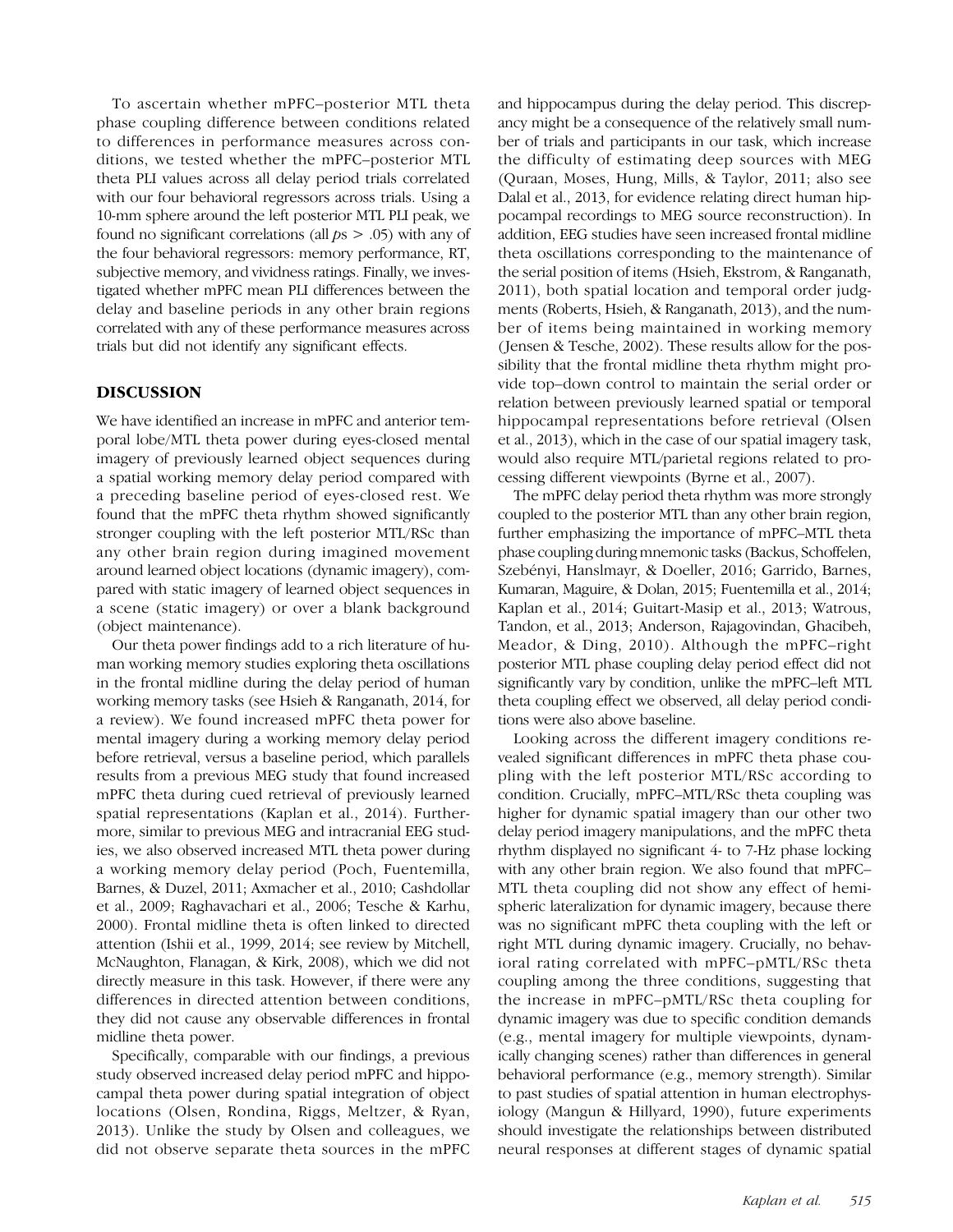To ascertain whether mPFC–posterior MTL theta phase coupling difference between conditions related to differences in performance measures across conditions, we tested whether the mPFC–posterior MTL theta PLI values across all delay period trials correlated with our four behavioral regressors across trials. Using a 10-mm sphere around the left posterior MTL PLI peak, we found no significant correlations (all $ps > .05$) with any of the four behavioral regressors: memory performance, RT, subjective memory, and vividness ratings. Finally, we investigated whether mPFC mean PLI differences between the delay and baseline periods in any other brain regions correlated with any of these performance measures across trials but did not identify any significant effects.

## DISCUSSION

We have identified an increase in mPFC and anterior temporal lobe/MTL theta power during eyes-closed mental imagery of previously learned object sequences during a spatial working memory delay period compared with a preceding baseline period of eyes-closed rest. We found that the mPFC theta rhythm showed significantly stronger coupling with the left posterior MTL/RSc than any other brain region during imagined movement around learned object locations (dynamic imagery), compared with static imagery of learned object sequences in a scene (static imagery) or over a blank background (object maintenance).

Our theta power findings add to a rich literature of human working memory studies exploring theta oscillations in the frontal midline during the delay period of human working memory tasks (see Hsieh & Ranganath, 2014, for a review). We found increased mPFC theta power for mental imagery during a working memory delay period before retrieval, versus a baseline period, which parallels results from a previous MEG study that found increased mPFC theta during cued retrieval of previously learned spatial representations (Kaplan et al., 2014). Furthermore, similar to previous MEG and intracranial EEG studies, we also observed increased MTL theta power during a working memory delay period (Poch, Fuentemilla, Barnes, & Duzel, 2011; Axmacher et al., 2010; Cashdollar et al., 2009; Raghavachari et al., 2006; Tesche & Karhu, 2000). Frontal midline theta is often linked to directed attention (Ishii et al., 1999, 2014; see review by Mitchell, McNaughton, Flanagan, & Kirk, 2008), which we did not directly measure in this task. However, if there were any differences in directed attention between conditions, they did not cause any observable differences in frontal midline theta power.

Specifically, comparable with our findings, a previous study observed increased delay period mPFC and hippocampal theta power during spatial integration of object locations (Olsen, Rondina, Riggs, Meltzer, & Ryan, 2013). Unlike the study by Olsen and colleagues, we did not observe separate theta sources in the mPFC and hippocampus during the delay period. This discrepancy might be a consequence of the relatively small number of trials and participants in our task, which increase the difficulty of estimating deep sources with MEG (Quraan, Moses, Hung, Mills, & Taylor, 2011; also see Dalal et al., 2013, for evidence relating direct human hippocampal recordings to MEG source reconstruction). In addition, EEG studies have seen increased frontal midline theta oscillations corresponding to the maintenance of the serial position of items (Hsieh, Ekstrom, & Ranganath, 2011), both spatial location and temporal order judgments (Roberts, Hsieh, & Ranganath, 2013), and the number of items being maintained in working memory (Jensen & Tesche, 2002). These results allow for the possibility that the frontal midline theta rhythm might provide top–down control to maintain the serial order or relation between previously learned spatial or temporal hippocampal representations before retrieval (Olsen et al., 2013), which in the case of our spatial imagery task, would also require MTL/parietal regions related to processing different viewpoints (Byrne et al., 2007).

The mPFC delay period theta rhythm was more strongly coupled to the posterior MTL than any other brain region, further emphasizing the importance of mPFC–MTL theta phase coupling during mnemonic tasks (Backus, Schoffelen, Szebényi, Hanslmayr, & Doeller, 2016; Garrido, Barnes, Kumaran, Maguire, & Dolan, 2015; Fuentemilla et al., 2014; Kaplan et al., 2014; Guitart-Masip et al., 2013; Watrous, Tandon, et al., 2013; Anderson, Rajagovindan, Ghacibeh, Meador, & Ding, 2010). Although the mPFC–right posterior MTL phase coupling delay period effect did not significantly vary by condition, unlike the mPFC–left MTL theta coupling effect we observed, all delay period conditions were also above baseline.

Looking across the different imagery conditions revealed significant differences in mPFC theta phase coupling with the left posterior MTL/RSc according to condition. Crucially, mPFC–MTL/RSc theta coupling was higher for dynamic spatial imagery than our other two delay period imagery manipulations, and the mPFC theta rhythm displayed no significant 4- to 7-Hz phase locking with any other brain region. We also found that mPFC–MTL theta coupling did not show any effect of hemispheric lateralization for dynamic imagery, because there was no significant mPFC theta coupling with the left or right MTL during dynamic imagery. Crucially, no behavioral rating correlated with mPFC–pMTL/RSc theta coupling among the three conditions, suggesting that the increase in mPFC–pMTL/RSc theta coupling for dynamic imagery was due to specific condition demands (e.g., mental imagery for multiple viewpoints, dynamically changing scenes) rather than differences in general behavioral performance (e.g., memory strength). Similar to past studies of spatial attention in human electrophysiology (Mangun & Hillyard, 1990), future experiments should investigate the relationships between distributed neural responses at different stages of dynamic spatial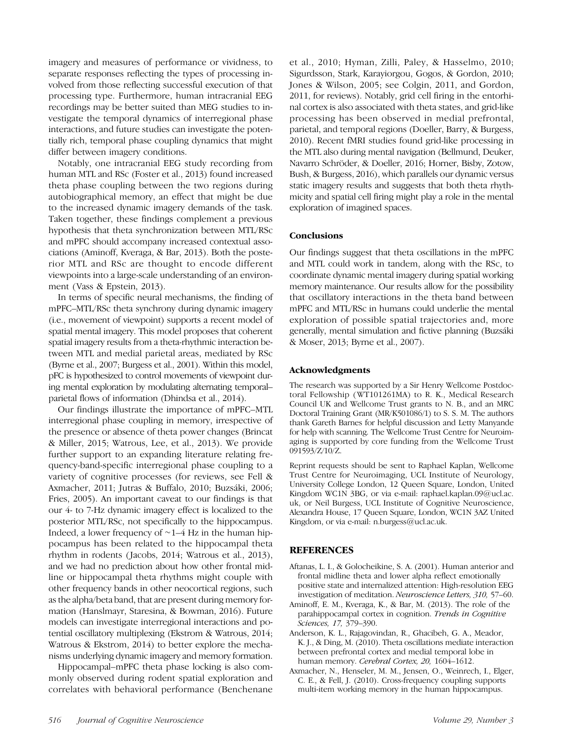imagery and measures of performance or vividness, to separate responses reflecting the types of processing involved from those reflecting successful execution of that processing type. Furthermore, human intracranial EEG recordings may be better suited than MEG studies to investigate the temporal dynamics of interregional phase interactions, and future studies can investigate the potentially rich, temporal phase coupling dynamics that might differ between imagery conditions.

Notably, one intracranial EEG study recording from human MTL and RSc (Foster et al., 2013) found increased theta phase coupling between the two regions during autobiographical memory, an effect that might be due to the increased dynamic imagery demands of the task. Taken together, these findings complement a previous hypothesis that theta synchronization between MTL/RSc and mPFC should accompany increased contextual associations (Aminoff, Kveraga, & Bar, 2013). Both the posterior MTL and RSc are thought to encode different viewpoints into a large-scale understanding of an environment (Vass & Epstein, 2013).

In terms of specific neural mechanisms, the finding of mPFC–MTL/RSc theta synchrony during dynamic imagery (i.e., movement of viewpoint) supports a recent model of spatial mental imagery. This model proposes that coherent spatial imagery results from a theta-rhythmic interaction between MTL and medial parietal areas, mediated by RSc (Byrne et al., 2007; Burgess et al., 2001). Within this model, pFC is hypothesized to control movements of viewpoint during mental exploration by modulating alternating temporal–parietal flows of information (Dhindsa et al., 2014).

Our findings illustrate the importance of mPFC–MTL interregional phase coupling in memory, irrespective of the presence or absence of theta power changes (Brincat & Miller, 2015; Watrous, Lee, et al., 2013). We provide further support to an expanding literature relating frequency-band-specific interregional phase coupling to a variety of cognitive processes (for reviews, see Fell & Axmacher, 2011; Jutras & Buffalo, 2010; Buzsáki, 2006; Fries, 2005). An important caveat to our findings is that our 4- to 7-Hz dynamic imagery effect is localized to the posterior MTL/RSc, not specifically to the hippocampus. Indeed, a lower frequency of ~1–4 Hz in the human hippocampus has been related to the hippocampal theta rhythm in rodents (Jacobs, 2014; Watrous et al., 2013), and we had no prediction about how other frontal midline or hippocampal theta rhythms might couple with other frequency bands in other neocortical regions, such as the alpha/beta band, that are present during memory formation (Hanslmayr, Staresina, & Bowman, 2016). Future models can investigate interregional interactions and potential oscillatory multiplexing (Ekstrom & Watrous, 2014; Watrous & Ekstrom, 2014) to better explore the mechanisms underlying dynamic imagery and memory formation.

Hippocampal–mPFC theta phase locking is also commonly observed during rodent spatial exploration and correlates with behavioral performance (Benchenane et al., 2010; Hyman, Zilli, Paley, & Hasselmo, 2010; Sigurdsson, Stark, Karayiorgou, Gogos, & Gordon, 2010; Jones & Wilson, 2005; see Colgin, 2011, and Gordon, 2011, for reviews). Notably, grid cell firing in the entorhinal cortex is also associated with theta states, and grid-like processing has been observed in medial prefrontal, parietal, and temporal regions (Doeller, Barry, & Burgess, 2010). Recent fMRI studies found grid-like processing in the MTL also during mental navigation (Bellmund, Deuker, Navarro Schröder, & Doeller, 2016; Horner, Bisby, Zotow, Bush, & Burgess, 2016), which parallels our dynamic versus static imagery results and suggests that both theta rhythmicity and spatial cell firing might play a role in the mental exploration of imagined spaces.

### Conclusions

Our findings suggest that theta oscillations in the mPFC and MTL could work in tandem, along with the RSc, to coordinate dynamic mental imagery during spatial working memory maintenance. Our results allow for the possibility that oscillatory interactions in the theta band between mPFC and MTL/RSc in humans could underlie the mental exploration of possible spatial trajectories and, more generally, mental simulation and fictive planning (Buzsáki & Moser, 2013; Byrne et al., 2007).

### Acknowledgments

The research was supported by a Sir Henry Wellcome Postdoctoral Fellowship (WT101261MA) to R. K., Medical Research Council UK and Wellcome Trust grants to N. B., and an MRC Doctoral Training Grant (MR/K501086/1) to S. S. M. The authors thank Gareth Barnes for helpful discussion and Letty Manyande for help with scanning. The Wellcome Trust Centre for Neuroimaging is supported by core funding from the Wellcome Trust 091593/Z/10/Z.

Reprint requests should be sent to Raphael Kaplan, Wellcome Trust Centre for Neuroimaging, UCL Institute of Neurology, University College London, 12 Queen Square, London, United Kingdom WC1N 3BG, or via e-mail: raphael.kaplan.09@ucl.ac.uk, or Neil Burgess, UCL Institute of Cognitive Neuroscience, Alexandra House, 17 Queen Square, London, WC1N 3AZ United Kingdom, or via e-mail: n.burgess@ucl.ac.uk.

## REFERENCES

Aftanas, L. I., & Golocheikine, S. A. (2001). Human anterior and frontal midline theta and lower alpha reflect emotionally positive state and internalized attention: High-resolution EEG investigation of meditation. *Neuroscience Letters, 310,* 57–60.

Aminoff, E. M., Kveraga, K., & Bar, M. (2013). The role of the parahippocampal cortex in cognition. *Trends in Cognitive Sciences, 17,* 379–390.

Anderson, K. L., Rajagovindan, R., Ghacibeh, G. A., Meador, K. J., & Ding, M. (2010). Theta oscillations mediate interaction between prefrontal cortex and medial temporal lobe in human memory. *Cerebral Cortex, 20,* 1604–1612.

Axmacher, N., Henseler, M. M., Jensen, O., Weinreich, I., Elger, C. E., & Fell, J. (2010). Cross-frequency coupling supports multi-item working memory in the human hippocampus.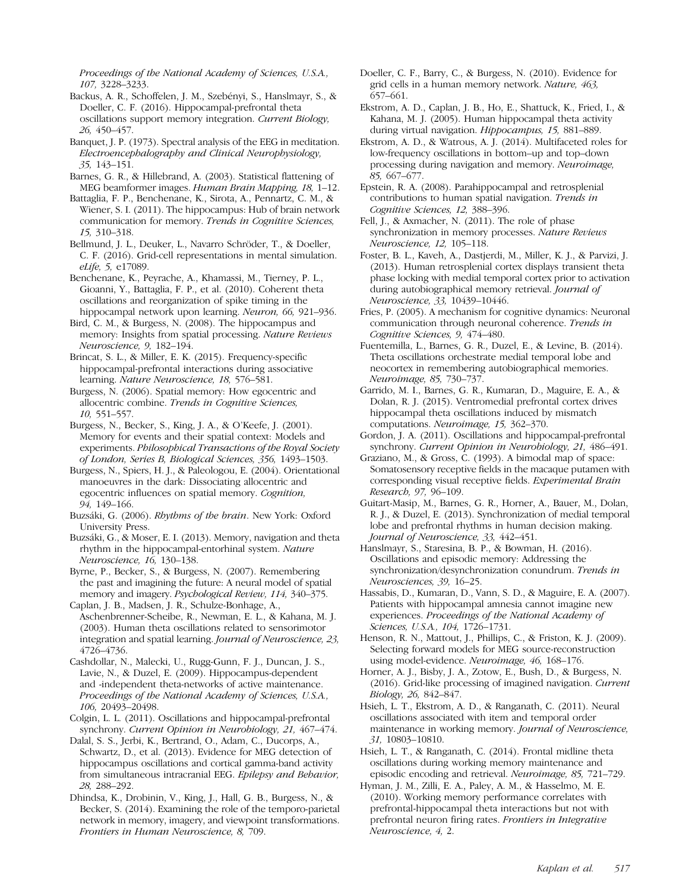*Proceedings of the National Academy of Sciences, U.S.A., 107,* 3228–3233.

Backus, A. R., Schoffelen, J. M., Szebényi, S., Hanslmayr, S., & Doeller, C. F. (2016). Hippocampal-prefrontal theta oscillations support memory integration. *Current Biology, 26,* 450–457.

Banquet, J. P. (1973). Spectral analysis of the EEG in meditation. *Electroencephalography and Clinical Neurophysiology, 35,* 143–151.

Barnes, G. R., & Hillebrand, A. (2003). Statistical flattening of MEG beamformer images. *Human Brain Mapping, 18,* 1–12.

Battaglia, F. P., Benchenane, K., Sirota, A., Pennartz, C. M., & Wiener, S. I. (2011). The hippocampus: Hub of brain network communication for memory. *Trends in Cognitive Sciences, 15,* 310–318.

Bellmund, J. L., Deuker, L., Navarro Schröder, T., & Doeller, C. F. (2016). Grid-cell representations in mental simulation. *eLife, 5,* e17089.

Benchenane, K., Peyrache, A., Khamassi, M., Tierney, P. L., Gioanni, Y., Battaglia, F. P., et al. (2010). Coherent theta oscillations and reorganization of spike timing in the hippocampal network upon learning. *Neuron, 66,* 921–936.

Bird, C. M., & Burgess, N. (2008). The hippocampus and memory: Insights from spatial processing. *Nature Reviews Neuroscience, 9,* 182–194.

Brincat, S. L., & Miller, E. K. (2015). Frequency-specific hippocampal-prefrontal interactions during associative learning. *Nature Neuroscience, 18,* 576–581.

Burgess, N. (2006). Spatial memory: How egocentric and allocentric combine. *Trends in Cognitive Sciences, 10,* 551–557.

Burgess, N., Becker, S., King, J. A., & O'Keefe, J. (2001). Memory for events and their spatial context: Models and experiments. *Philosophical Transactions of the Royal Society of London, Series B, Biological Sciences, 356,* 1493–1503.

Burgess, N., Spiers, H. J., & Paleologou, E. (2004). Orientational manoeuvres in the dark: Dissociating allocentric and egocentric influences on spatial memory. *Cognition, 94,* 149–166.

Buzsáki, G. (2006). *Rhythms of the brain*. New York: Oxford University Press.

Buzsáki, G., & Moser, E. I. (2013). Memory, navigation and theta rhythm in the hippocampal-entorhinal system. *Nature Neuroscience, 16,* 130–138.

Byrne, P., Becker, S., & Burgess, N. (2007). Remembering the past and imagining the future: A neural model of spatial memory and imagery. *Psychological Review, 114,* 340–375.

Caplan, J. B., Madsen, J. R., Schulze-Bonhage, A., Aschenbrenner-Scheibe, R., Newman, E. L., & Kahana, M. J. (2003). Human theta oscillations related to sensorimotor integration and spatial learning. *Journal of Neuroscience, 23,* 4726–4736.

Cashdollar, N., Malecki, U., Rugg-Gunn, F. J., Duncan, J. S., Lavie, N., & Duzel, E. (2009). Hippocampus-dependent and -independent theta-networks of active maintenance. *Proceedings of the National Academy of Sciences, U.S.A., 106,* 20493–20498.

Colgin, L. L. (2011). Oscillations and hippocampal-prefrontal synchrony. *Current Opinion in Neurobiology, 21,* 467–474.

Dalal, S. S., Jerbi, K., Bertrand, O., Adam, C., Ducorps, A., Schwartz, D., et al. (2013). Evidence for MEG detection of hippocampus oscillations and cortical gamma-band activity from simultaneous intracranial EEG. *Epilepsy and Behavior, 28,* 288–292.

Dhindsa, K., Drobinin, V., King, J., Hall, G. B., Burgess, N., & Becker, S. (2014). Examining the role of the temporo-parietal network in memory, imagery, and viewpoint transformations. *Frontiers in Human Neuroscience, 8,* 709.

Doeller, C. F., Barry, C., & Burgess, N. (2010). Evidence for grid cells in a human memory network. *Nature, 463,* 657–661.

Ekstrom, A. D., Caplan, J. B., Ho, E., Shattuck, K., Fried, I., & Kahana, M. J. (2005). Human hippocampal theta activity during virtual navigation. *Hippocampus, 15,* 881–889.

Ekstrom, A. D., & Watrous, A. J. (2014). Multifaceted roles for low-frequency oscillations in bottom–up and top–down processing during navigation and memory. *Neuroimage, 85,* 667–677.

Epstein, R. A. (2008). Parahippocampal and retrosplenial contributions to human spatial navigation. *Trends in Cognitive Sciences, 12,* 388–396.

Fell, J., & Axmacher, N. (2011). The role of phase synchronization in memory processes. *Nature Reviews Neuroscience, 12,* 105–118.

Foster, B. L., Kaveh, A., Dastjerdi, M., Miller, K. J., & Parvizi, J. (2013). Human retrosplenial cortex displays transient theta phase locking with medial temporal cortex prior to activation during autobiographical memory retrieval. *Journal of Neuroscience, 33,* 10439–10446.

Fries, P. (2005). A mechanism for cognitive dynamics: Neuronal communication through neuronal coherence. *Trends in Cognitive Sciences, 9,* 474–480.

Fuentemilla, L., Barnes, G. R., Duzel, E., & Levine, B. (2014). Theta oscillations orchestrate medial temporal lobe and neocortex in remembering autobiographical memories. *Neuroimage, 85,* 730–737.

Garrido, M. I., Barnes, G. R., Kumaran, D., Maguire, E. A., & Dolan, R. J. (2015). Ventromedial prefrontal cortex drives hippocampal theta oscillations induced by mismatch computations. *Neuroimage, 15,* 362–370.

Gordon, J. A. (2011). Oscillations and hippocampal-prefrontal synchrony. *Current Opinion in Neurobiology, 21,* 486–491.

Graziano, M., & Gross, C. (1993). A bimodal map of space: Somatosensory receptive fields in the macaque putamen with corresponding visual receptive fields. *Experimental Brain Research, 97,* 96–109.

Guitart-Masip, M., Barnes, G. R., Horner, A., Bauer, M., Dolan, R. J., & Duzel, E. (2013). Synchronization of medial temporal lobe and prefrontal rhythms in human decision making. *Journal of Neuroscience, 33,* 442–451.

Hanslmayr, S., Staresina, B. P., & Bowman, H. (2016). Oscillations and episodic memory: Addressing the synchronization/desynchronization conundrum. *Trends in Neurosciences, 39,* 16–25.

Hassabis, D., Kumaran, D., Vann, S. D., & Maguire, E. A. (2007). Patients with hippocampal amnesia cannot imagine new experiences. *Proceedings of the National Academy of Sciences, U.S.A., 104,* 1726–1731.

Henson, R. N., Mattout, J., Phillips, C., & Friston, K. J. (2009). Selecting forward models for MEG source-reconstruction using model-evidence. *Neuroimage, 46,* 168–176.

Horner, A. J., Bisby, J. A., Zotow, E., Bush, D., & Burgess, N. (2016). Grid-like processing of imagined navigation. *Current Biology, 26,* 842–847.

Hsieh, L. T., Ekstrom, A. D., & Ranganath, C. (2011). Neural oscillations associated with item and temporal order maintenance in working memory. *Journal of Neuroscience, 31,* 10803–10810.

Hsieh, L. T., & Ranganath, C. (2014). Frontal midline theta oscillations during working memory maintenance and episodic encoding and retrieval. *Neuroimage, 85,* 721–729.

Hyman, J. M., Zilli, E. A., Paley, A. M., & Hasselmo, M. E. (2010). Working memory performance correlates with prefrontal-hippocampal theta interactions but not with prefrontal neuron firing rates. *Frontiers in Integrative Neuroscience, 4,* 2.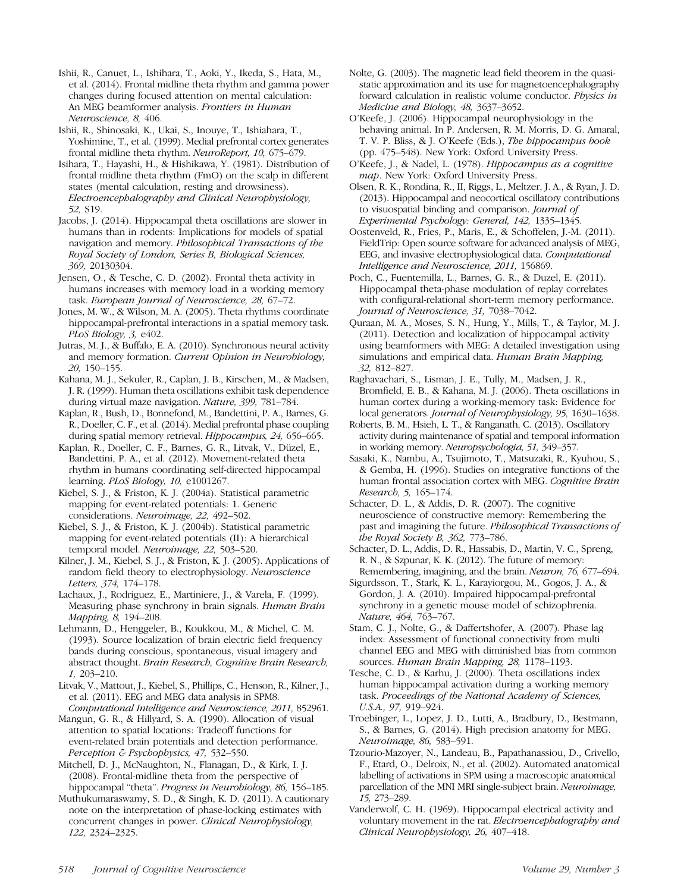Ishii, R., Canuet, L., Ishihara, T., Aoki, Y., Ikeda, S., Hata, M., et al. (2014). Frontal midline theta rhythm and gamma power changes during focused attention on mental calculation: An MEG beamformer analysis. *Frontiers in Human Neuroscience, 8,* 406.

Ishii, R., Shinosaki, K., Ukai, S., Inouye, T., Ishiahara, T., Yoshimine, T., et al. (1999). Medial prefrontal cortex generates frontal midline theta rhythm. *NeuroReport, 10,* 675–679.

Isihara, T., Hayashi, H., & Hishikawa, Y. (1981). Distribution of frontal midline theta rhythm (FmO) on the scalp in different states (mental calculation, resting and drowsiness). *Electroencephalography and Clinical Neurophysiology, 52,* S19.

Jacobs, J. (2014). Hippocampal theta oscillations are slower in humans than in rodents: Implications for models of spatial navigation and memory. *Philosophical Transactions of the Royal Society of London, Series B, Biological Sciences, 369,* 20130304.

Jensen, O., & Tesche, C. D. (2002). Frontal theta activity in humans increases with memory load in a working memory task. *European Journal of Neuroscience, 28,* 67–72.

Jones, M. W., & Wilson, M. A. (2005). Theta rhythms coordinate hippocampal-prefrontal interactions in a spatial memory task. *PLoS Biology, 3,* e402.

Jutras, M. J., & Buffalo, E. A. (2010). Synchronous neural activity and memory formation. *Current Opinion in Neurobiology, 20,* 150–155.

Kahana, M. J., Sekuler, R., Caplan, J. B., Kirschen, M., & Madsen, J. R. (1999). Human theta oscillations exhibit task dependence during virtual maze navigation. *Nature, 399,* 781–784.

Kaplan, R., Bush, D., Bonnefond, M., Bandettini, P. A., Barnes, G. R., Doeller, C. F., et al. (2014). Medial prefrontal phase coupling during spatial memory retrieval. *Hippocampus, 24,* 656–665.

Kaplan, R., Doeller, C. F., Barnes, G. R., Litvak, V., Düzel, E., Bandettini, P. A., et al. (2012). Movement-related theta rhythm in humans coordinating self-directed hippocampal learning. *PLoS Biology, 10,* e1001267.

Kiebel, S. J., & Friston, K. J. (2004a). Statistical parametric mapping for event-related potentials: 1. Generic considerations. *Neuroimage, 22,* 492–502.

Kiebel, S. J., & Friston, K. J. (2004b). Statistical parametric mapping for event-related potentials (II): A hierarchical temporal model. *Neuroimage, 22,* 503–520.

Kilner, J. M., Kiebel, S. J., & Friston, K. J. (2005). Applications of random field theory to electrophysiology. *Neuroscience Letters, 374,* 174–178.

Lachaux, J., Rodriguez, E., Martiniere, J., & Varela, F. (1999). Measuring phase synchrony in brain signals. *Human Brain Mapping, 8,* 194–208.

Lehmann, D., Henggeler, B., Koukkou, M., & Michel, C. M. (1993). Source localization of brain electric field frequency bands during conscious, spontaneous, visual imagery and abstract thought. *Brain Research, Cognitive Brain Research, 1,* 203–210.

Litvak, V., Mattout, J., Kiebel, S., Phillips, C., Henson, R., Kilner, J., et al. (2011). EEG and MEG data analysis in SPM8. *Computational Intelligence and Neuroscience, 2011,* 852961.

Mangun, G. R., & Hillyard, S. A. (1990). Allocation of visual attention to spatial locations: Tradeoff functions for event-related brain potentials and detection performance. *Perception & Psychophysics, 47,* 532–550.

Mitchell, D. J., McNaughton, N., Flanagan, D., & Kirk, I. J. (2008). Frontal-midline theta from the perspective of hippocampal "theta". *Progress in Neurobiology, 86,* 156–185.

Muthukumaraswamy, S. D., & Singh, K. D. (2011). A cautionary note on the interpretation of phase-locking estimates with concurrent changes in power. *Clinical Neurophysiology, 122,* 2324–2325.

Nolte, G. (2003). The magnetic lead field theorem in the quasi-static approximation and its use for magnetoencephalography forward calculation in realistic volume conductor. *Physics in Medicine and Biology, 48,* 3637–3652.

O'Keefe, J. (2006). Hippocampal neurophysiology in the behaving animal. In P. Andersen, R. M. Morris, D. G. Amaral, T. V. P. Bliss, & J. O'Keefe (Eds.), *The hippocampus book* (pp. 475–548). New York: Oxford University Press.

O'Keefe, J., & Nadel, L. (1978). *Hippocampus as a cognitive map*. New York: Oxford University Press.

Olsen, R. K., Rondina, R., II, Riggs, L., Meltzer, J. A., & Ryan, J. D. (2013). Hippocampal and neocortical oscillatory contributions to visuospatial binding and comparison. *Journal of Experimental Psychology: General, 142,* 1335–1345.

Oostenveld, R., Fries, P., Maris, E., & Schoffelen, J.-M. (2011). FieldTrip: Open source software for advanced analysis of MEG, EEG, and invasive electrophysiological data. *Computational Intelligence and Neuroscience, 2011,* 156869.

Poch, C., Fuentemilla, L., Barnes, G. R., & Duzel, E. (2011). Hippocampal theta-phase modulation of replay correlates with configural-relational short-term memory performance. *Journal of Neuroscience, 31,* 7038–7042.

Quraan, M. A., Moses, S. N., Hung, Y., Mills, T., & Taylor, M. J. (2011). Detection and localization of hippocampal activity using beamformers with MEG: A detailed investigation using simulations and empirical data. *Human Brain Mapping, 32,* 812–827.

Raghavachari, S., Lisman, J. E., Tully, M., Madsen, J. R., Bromfield, E. B., & Kahana, M. J. (2006). Theta oscillations in human cortex during a working-memory task: Evidence for local generators. *Journal of Neurophysiology, 95,* 1630–1638.

Roberts, B. M., Hsieh, L. T., & Ranganath, C. (2013). Oscillatory activity during maintenance of spatial and temporal information in working memory. *Neuropsychologia, 51,* 349–357.

Sasaki, K., Nambu, A., Tsujimoto, T., Matsuzaki, R., Kyuhou, S., & Gemba, H. (1996). Studies on integrative functions of the human frontal association cortex with MEG. *Cognitive Brain Research, 5,* 165–174.

Schacter, D. L., & Addis, D. R. (2007). The cognitive neuroscience of constructive memory: Remembering the past and imagining the future. *Philosophical Transactions of the Royal Society B, 362,* 773–786.

Schacter, D. L., Addis, D. R., Hassabis, D., Martin, V. C., Spreng, R. N., & Szpunar, K. K. (2012). The future of memory: Remembering, imagining, and the brain. *Neuron, 76,* 677–694.

Sigurdsson, T., Stark, K. L., Karayiorgou, M., Gogos, J. A., & Gordon, J. A. (2010). Impaired hippocampal-prefrontal synchrony in a genetic mouse model of schizophrenia. *Nature, 464,* 763–767.

Stam, C. J., Nolte, G., & Daffertshofer, A. (2007). Phase lag index: Assessment of functional connectivity from multi channel EEG and MEG with diminished bias from common sources. *Human Brain Mapping, 28,* 1178–1193.

Tesche, C. D., & Karhu, J. (2000). Theta oscillations index human hippocampal activation during a working memory task. *Proceedings of the National Academy of Sciences, U.S.A., 97,* 919–924.

Troebinger, L., Lopez, J. D., Lutti, A., Bradbury, D., Bestmann, S., & Barnes, G. (2014). High precision anatomy for MEG. *Neuroimage, 86,* 583–591.

Tzourio-Mazoyer, N., Landeau, B., Papathanassiou, D., Crivello, F., Etard, O., Delroix, N., et al. (2002). Automated anatomical labelling of activations in SPM using a macroscopic anatomical parcellation of the MNI MRI single-subject brain. *Neuroimage, 15,* 273–289.

Vanderwolf, C. H. (1969). Hippocampal electrical activity and voluntary movement in the rat. *Electroencephalography and Clinical Neurophysiology, 26,* 407–418.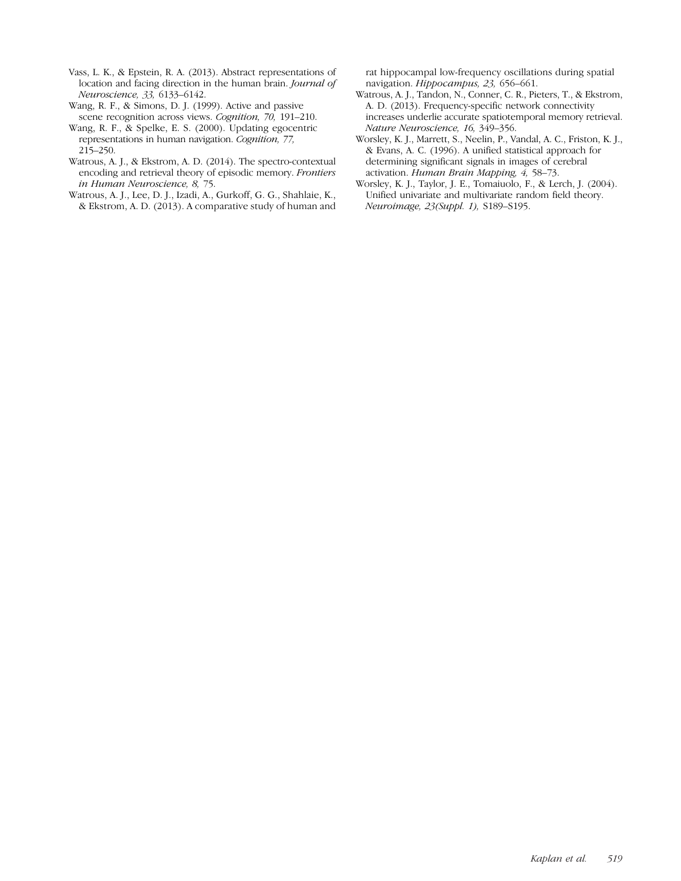Vass, L. K., & Epstein, R. A. (2013). Abstract representations of location and facing direction in the human brain. *Journal of Neuroscience, 33,* 6133–6142.

Wang, R. F., & Simons, D. J. (1999). Active and passive scene recognition across views. *Cognition, 70,* 191–210.

Wang, R. F., & Spelke, E. S. (2000). Updating egocentric representations in human navigation. *Cognition, 77,* 215–250.

Watrous, A. J., & Ekstrom, A. D. (2014). The spectro-contextual encoding and retrieval theory of episodic memory. *Frontiers in Human Neuroscience, 8,* 75.

Watrous, A. J., Lee, D. J., Izadi, A., Gurkoff, G. G., Shahlaie, K., & Ekstrom, A. D. (2013). A comparative study of human and rat hippocampal low-frequency oscillations during spatial navigation. *Hippocampus, 23,* 656–661.

Watrous, A. J., Tandon, N., Conner, C. R., Pieters, T., & Ekstrom, A. D. (2013). Frequency-specific network connectivity increases underlie accurate spatiotemporal memory retrieval. *Nature Neuroscience, 16,* 349–356.

Worsley, K. J., Marrett, S., Neelin, P., Vandal, A. C., Friston, K. J., & Evans, A. C. (1996). A unified statistical approach for determining significant signals in images of cerebral activation. *Human Brain Mapping, 4,* 58–73.

Worsley, K. J., Taylor, J. E., Tomaiuolo, F., & Lerch, J. (2004). Unified univariate and multivariate random field theory. *Neuroimage, 23(Suppl. 1),* S189–S195.